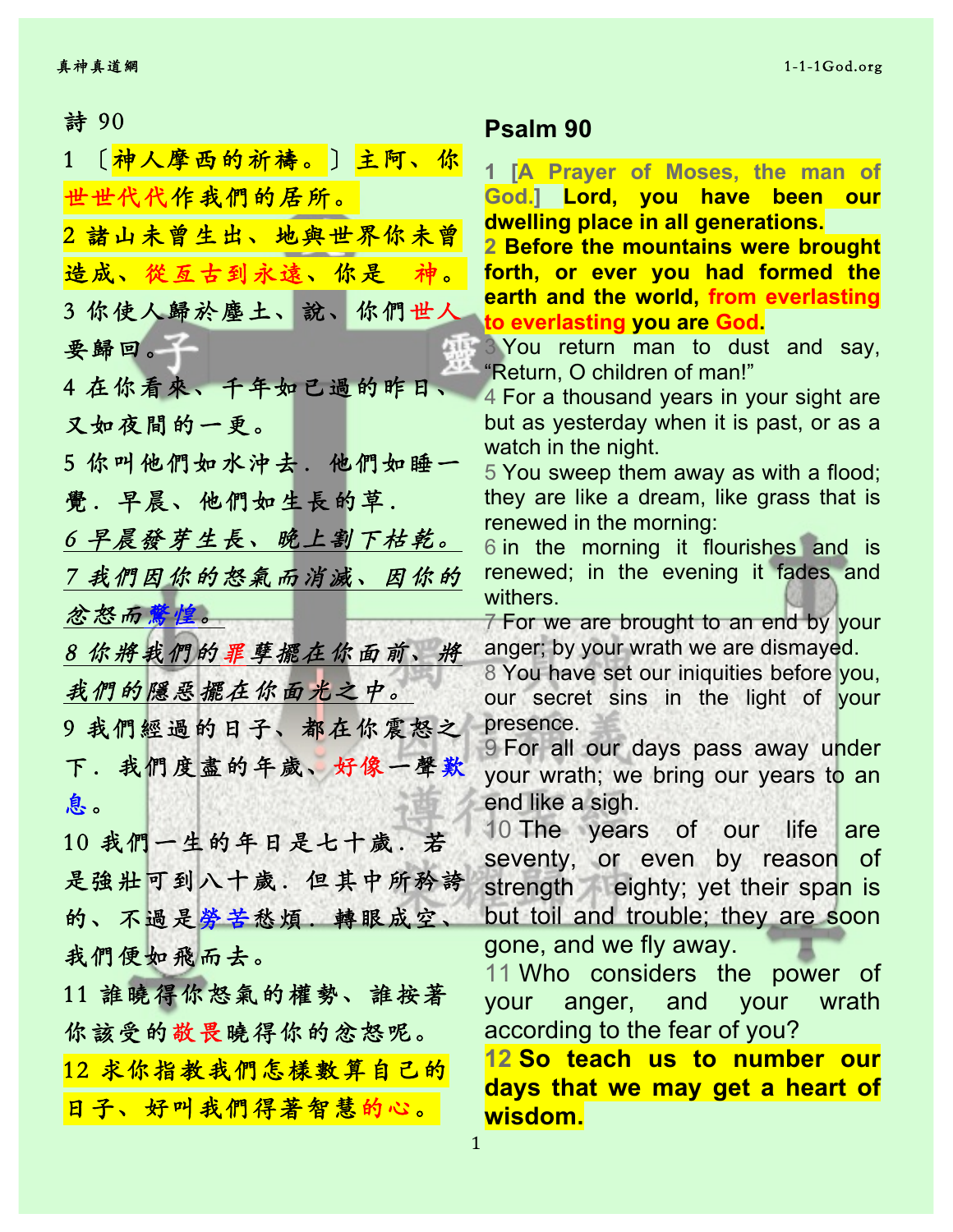# 詩 90

1 〔神人摩西的祈禱。〕主阿、你世世代代作我們的居所。

2 諸山未曾生出、地與世界你未曾造成、從亙古到永遠、你是　神。

3 你使人歸於塵土、說、你們世人要歸回。

4 在你看來、千年如已過的昨日、又如夜間的一更。

5 你叫他們如水沖去．他們如睡一覺．早晨、他們如生長的草．

*6 早晨發芽生長、晚上割下枯乾。*

*7 我們因你的怒氣而消滅、因你的忿怒而驚惶。*

*8 你將我們的罪孽擺在你面前、將我們的隱惡擺在你面光之中。*

9 我們經過的日子、都在你震怒之下．我們度盡的年歲、好像一聲歎息。

10 我們一生的年日是七十歲．若是強壯可到八十歲．但其中所矜誇的、不過是勞苦愁煩．轉眼成空、我們便如飛而去。

11 誰曉得你怒氣的權勢、誰按著你該受的敬畏曉得你的忿怒呢。

12 求你指教我們怎樣數算自己的日子、好叫我們得著智慧的心。

# Psalm 90

**1 [A Prayer of Moses, the man of God.] Lord, you have been our dwelling place in all generations.**

**2 Before the mountains were brought forth, or ever you had formed the earth and the world, from everlasting to everlasting you are God.**

3 You return man to dust and say, "Return, O children of man!"

4 For a thousand years in your sight are but as yesterday when it is past, or as a watch in the night.

5 You sweep them away as with a flood; they are like a dream, like grass that is renewed in the morning:

6 in the morning it flourishes and is renewed; in the evening it fades and withers.

7 For we are brought to an end by your anger; by your wrath we are dismayed.

8 You have set our iniquities before you, our secret sins in the light of your presence.

9 For all our days pass away under your wrath; we bring our years to an end like a sigh.

10 The years of our life are seventy, or even by reason of strength eighty; yet their span is but toil and trouble; they are soon gone, and we fly away.

11 Who considers the power of your anger, and your wrath according to the fear of you?

**12 So teach us to number our days that we may get a heart of wisdom.**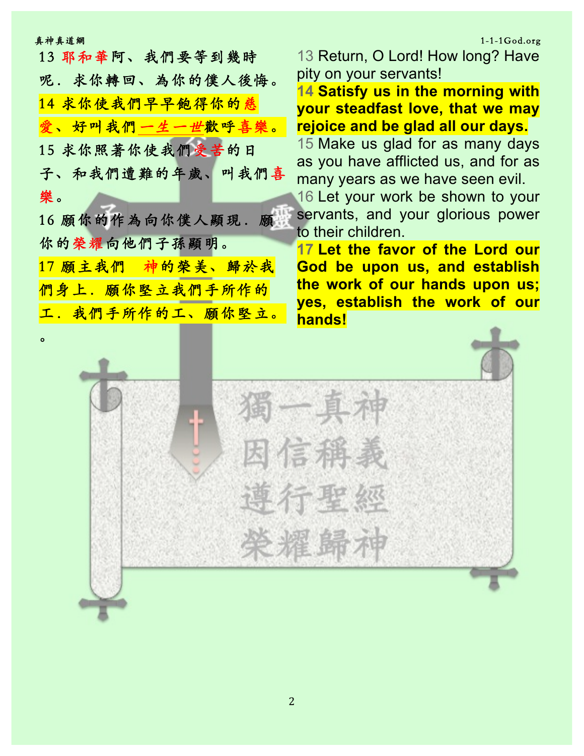13 耶和華阿、我們要等到幾時呢．求你轉回、為你的僕人後悔。

14 求你使我們早早飽得你的慈愛、好叫我們一生一世歡呼喜樂。

15 求你照著你使我們受苦的日子、和我們遭難的年歲、叫我們喜樂。

16 願你的作為向你僕人顯現．願你的榮耀向他們子孫顯明。

17 願主我們　神的榮美、歸於我們身上．願你堅立我們手所作的工．我們手所作的工、願你堅立。

。

13 Return, O Lord! How long? Have pity on your servants!

**14 Satisfy us in the morning with your steadfast love, that we may rejoice and be glad all our days.**

15 Make us glad for as many days as you have afflicted us, and for as many years as we have seen evil.

16 Let your work be shown to your servants, and your glorious power to their children.

**17 Let the favor of the Lord our God be upon us, and establish the work of our hands upon us; yes, establish the work of our hands!**

獨一真神

因信稱義

遵行聖經

榮耀歸神